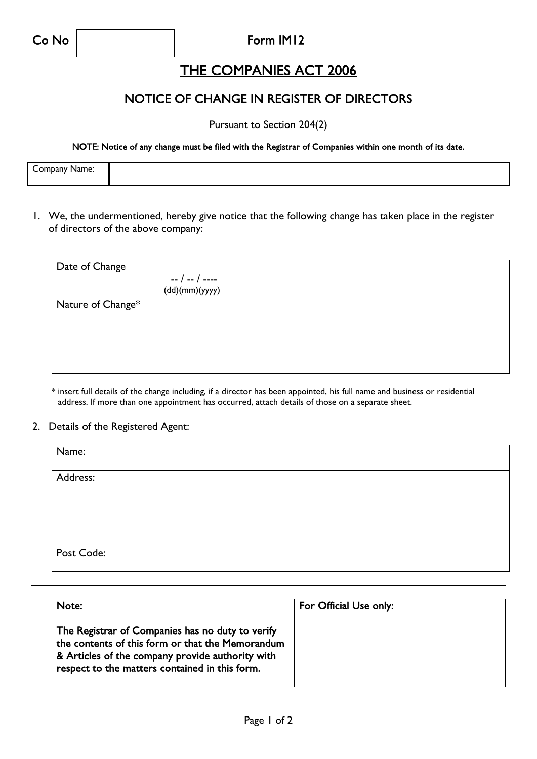| Co No | | Form IM12 |
|---|---|---|

# THE COMPANIES ACT 2006

## NOTICE OF CHANGE IN REGISTER OF DIRECTORS

Pursuant to Section 204(2)

NOTE: Notice of any change must be filed with the Registrar of Companies within one month of its date.

| Company Name: | |
|---|---|

1. We, the undermentioned, hereby give notice that the following change has taken place in the register of directors of the above company:

| Date of Change | -- / -- / ---- (dd)(mm)(yyyy) |
|---|---|
| Nature of Change* | |

\* insert full details of the change including, if a director has been appointed, his full name and business or residential address. If more than one appointment has occurred, attach details of those on a separate sheet.

2. Details of the Registered Agent:

| Name: | |
|---|---|
| Address: | |
| Post Code: | |

---

| Note: | For Official Use only: |
|---|---|
| The Registrar of Companies has no duty to verify the contents of this form or that the Memorandum & Articles of the company provide authority with respect to the matters contained in this form. | |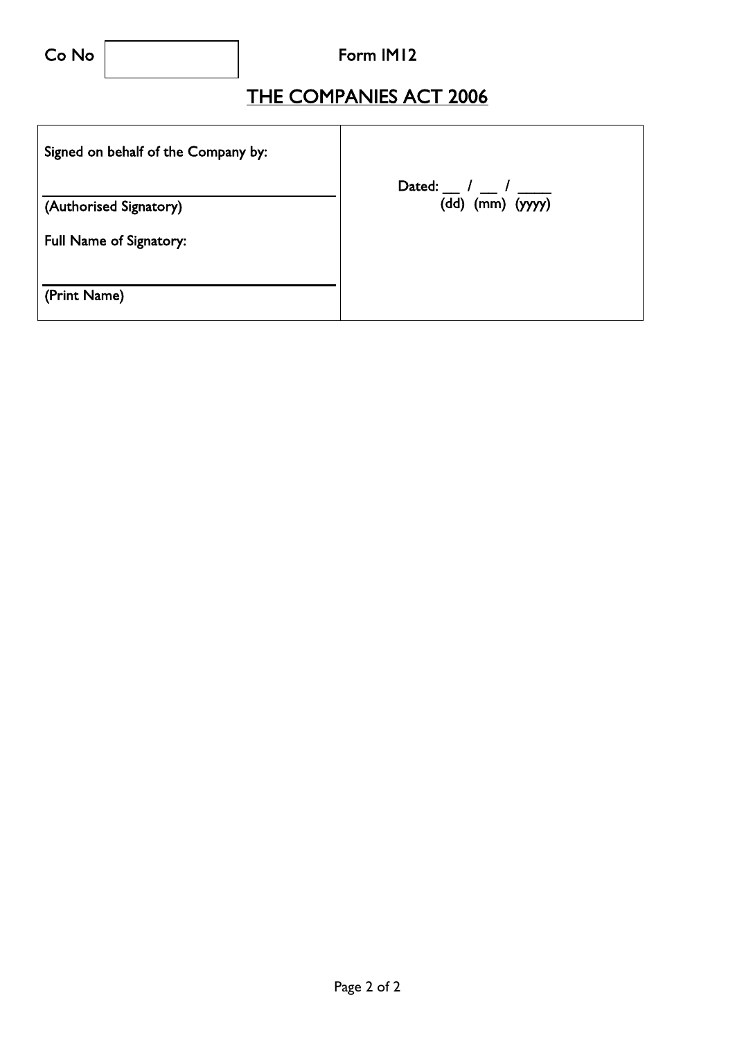Co No | | Form IM12

# THE COMPANIES ACT 2006

| | |
|---|---|
| Signed on behalf of the Company by:<br><br>______________________________<br>(Authorised Signatory)<br><br>Full Name of Signatory:<br><br>______________________________<br>(Print Name) | Dated: __ / __ / ____<br>(dd) (mm) (yyyy) |